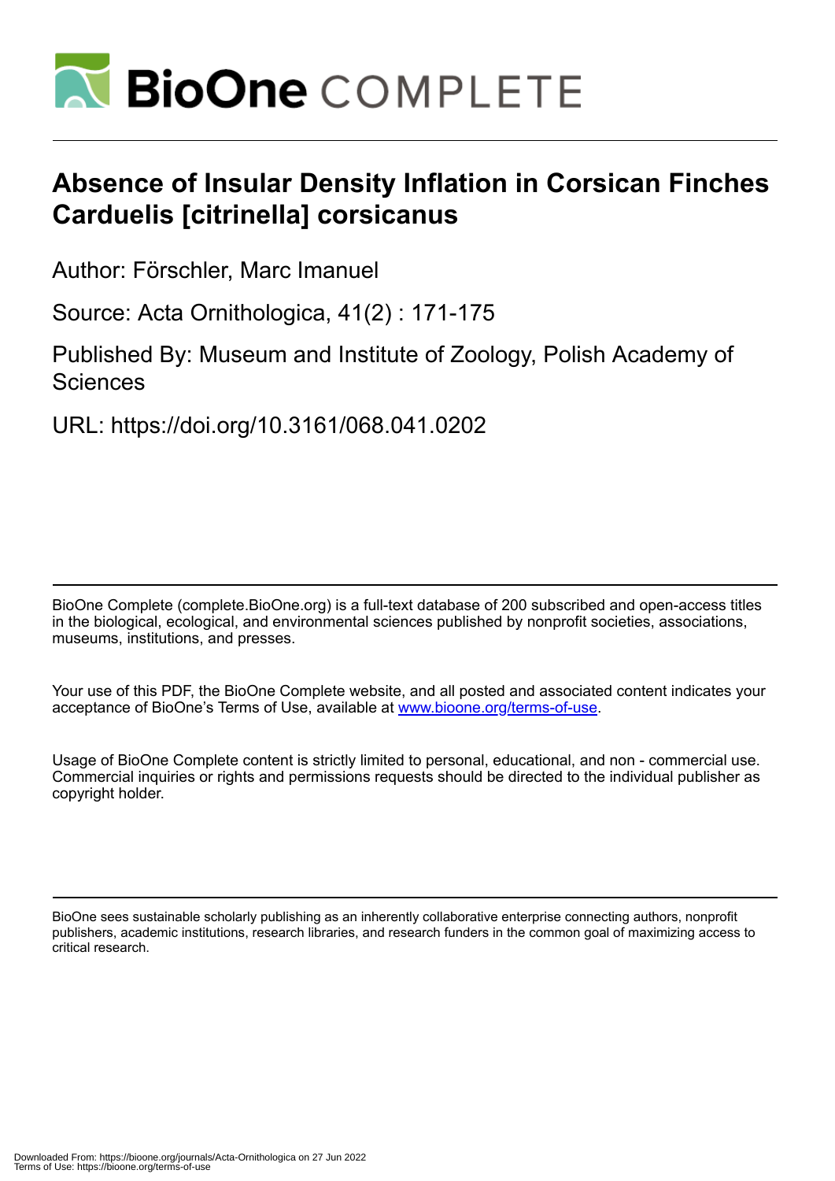# Absence of Insular Density Inflation in Corsican Finches Carduelis [citrinella] corsicanus

Author: Förschler, Marc Imanuel

Source: Acta Ornithologica, 41(2) : 171-175

Published By: Museum and Institute of Zoology, Polish Academy of Sciences

URL: https://doi.org/10.3161/068.041.0202

BioOne Complete (complete.BioOne.org) is a full-text database of 200 subscribed and open-access titles in the biological, ecological, and environmental sciences published by nonprofit societies, associations, museums, institutions, and presses.

Your use of this PDF, the BioOne Complete website, and all posted and associated content indicates your acceptance of BioOne's Terms of Use, available at www.bioone.org/terms-of-use.

Usage of BioOne Complete content is strictly limited to personal, educational, and non - commercial use. Commercial inquiries or rights and permissions requests should be directed to the individual publisher as copyright holder.

BioOne sees sustainable scholarly publishing as an inherently collaborative enterprise connecting authors, nonprofit publishers, academic institutions, research libraries, and research funders in the common goal of maximizing access to critical research.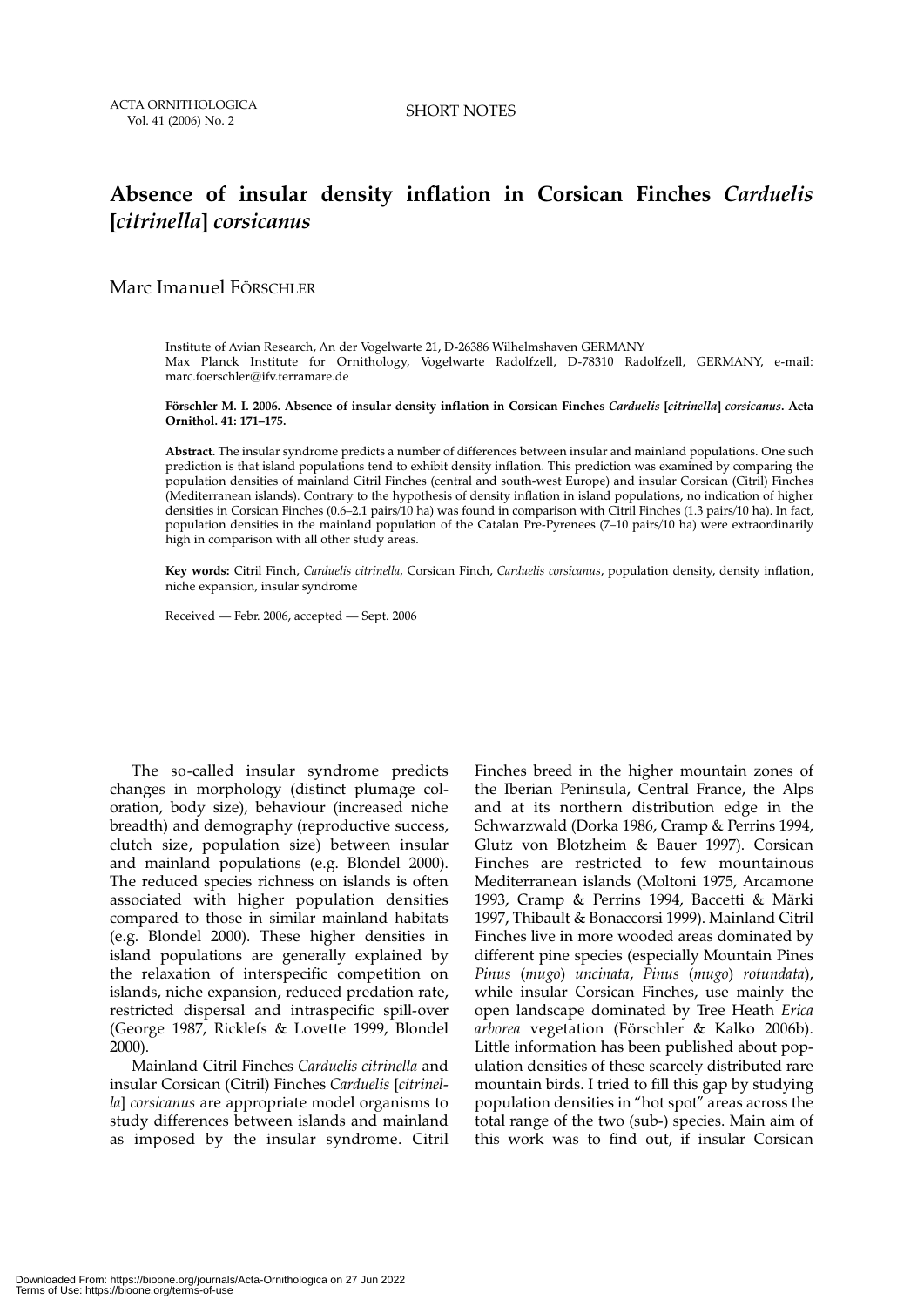# Absence of insular density inflation in Corsican Finches *Carduelis* [*citrinella*] *corsicanus*

Marc Imanuel FÖRSCHLER

Institute of Avian Research, An der Vogelwarte 21, D-26386 Wilhelmshaven GERMANY
Max Planck Institute for Ornithology, Vogelwarte Radolfzell, D-78310 Radolfzell, GERMANY, e-mail: marc.foerschler@ifv.terramare.de

**Förschler M. I. 2006. Absence of insular density inflation in Corsican Finches *Carduelis* [*citrinella*] *corsicanus*. Acta Ornithol. 41: 171–175.**

**Abstract.** The insular syndrome predicts a number of differences between insular and mainland populations. One such prediction is that island populations tend to exhibit density inflation. This prediction was examined by comparing the population densities of mainland Citril Finches (central and south-west Europe) and insular Corsican (Citril) Finches (Mediterranean islands). Contrary to the hypothesis of density inflation in island populations, no indication of higher densities in Corsican Finches (0.6–2.1 pairs/10 ha) was found in comparison with Citril Finches (1.3 pairs/10 ha). In fact, population densities in the mainland population of the Catalan Pre-Pyrenees (7–10 pairs/10 ha) were extraordinarily high in comparison with all other study areas.

**Key words:** Citril Finch, *Carduelis citrinella*, Corsican Finch, *Carduelis corsicanus*, population density, density inflation, niche expansion, insular syndrome

Received — Febr. 2006, accepted — Sept. 2006

The so-called insular syndrome predicts changes in morphology (distinct plumage coloration, body size), behaviour (increased niche breadth) and demography (reproductive success, clutch size, population size) between insular and mainland populations (e.g. Blondel 2000). The reduced species richness on islands is often associated with higher population densities compared to those in similar mainland habitats (e.g. Blondel 2000). These higher densities in island populations are generally explained by the relaxation of interspecific competition on islands, niche expansion, reduced predation rate, restricted dispersal and intraspecific spill-over (George 1987, Ricklefs & Lovette 1999, Blondel 2000).

Mainland Citril Finches *Carduelis citrinella* and insular Corsican (Citril) Finches *Carduelis* [*citrinella*] *corsicanus* are appropriate model organisms to study differences between islands and mainland as imposed by the insular syndrome. Citril Finches breed in the higher mountain zones of the Iberian Peninsula, Central France, the Alps and at its northern distribution edge in the Schwarzwald (Dorka 1986, Cramp & Perrins 1994, Glutz von Blotzheim & Bauer 1997). Corsican Finches are restricted to few mountainous Mediterranean islands (Moltoni 1975, Arcamone 1993, Cramp & Perrins 1994, Baccetti & Märki 1997, Thibault & Bonaccorsi 1999). Mainland Citril Finches live in more wooded areas dominated by different pine species (especially Mountain Pines *Pinus* (*mugo*) *uncinata*, *Pinus* (*mugo*) *rotundata*), while insular Corsican Finches, use mainly the open landscape dominated by Tree Heath *Erica arborea* vegetation (Förschler & Kalko 2006b). Little information has been published about population densities of these scarcely distributed rare mountain birds. I tried to fill this gap by studying population densities in "hot spot" areas across the total range of the two (sub-) species. Main aim of this work was to find out, if insular Corsican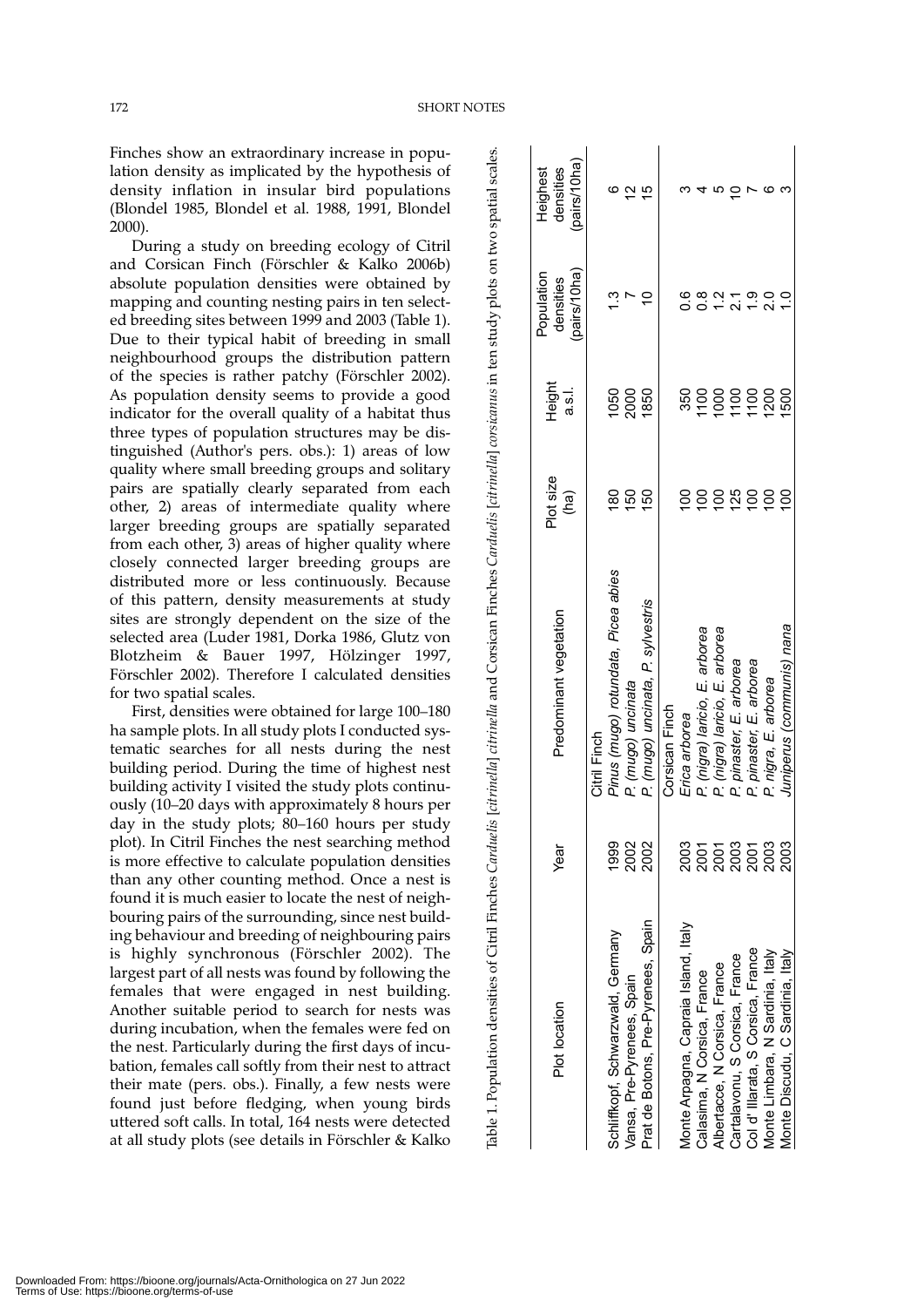Finches show an extraordinary increase in population density as implicated by the hypothesis of density inflation in insular bird populations (Blondel 1985, Blondel et al. 1988, 1991, Blondel 2000).

During a study on breeding ecology of Citril and Corsican Finch (Förschler & Kalko 2006b) absolute population densities were obtained by mapping and counting nesting pairs in ten selected breeding sites between 1999 and 2003 (Table 1). Due to their typical habit of breeding in small neighbourhood groups the distribution pattern of the species is rather patchy (Förschler 2002). As population density seems to provide a good indicator for the overall quality of a habitat thus three types of population structures may be distinguished (Author's pers. obs.): 1) areas of low quality where small breeding groups and solitary pairs are spatially clearly separated from each other, 2) areas of intermediate quality where larger breeding groups are spatially separated from each other, 3) areas of higher quality where closely connected larger breeding groups are distributed more or less continuously. Because of this pattern, density measurements at study sites are strongly dependent on the size of the selected area (Luder 1981, Dorka 1986, Glutz von Blotzheim & Bauer 1997, Hölzinger 1997, Förschler 2002). Therefore I calculated densities for two spatial scales.

First, densities were obtained for large 100–180 ha sample plots. In all study plots I conducted systematic searches for all nests during the nest building period. During the time of highest nest building activity I visited the study plots continuously (10–20 days with approximately 8 hours per day in the study plots; 80–160 hours per study plot). In Citril Finches the nest searching method is more effective to calculate population densities than any other counting method. Once a nest is found it is much easier to locate the nest of neighbouring pairs of the surrounding, since nest building behaviour and breeding of neighbouring pairs is highly synchronous (Förschler 2002). The largest part of all nests was found by following the females that were engaged in nest building. Another suitable period to search for nests was during incubation, when the females were fed on the nest. Particularly during the first days of incubation, females call softly from their nest to attract their mate (pers. obs.). Finally, a few nests were found just before fledging, when young birds uttered soft calls. In total, 164 nests were detected at all study plots (see details in Förschler & Kalko

Table 1. Population densities of Citril Finches *Carduelis [citrinella] citrinella* and Corsican Finches *Carduelis [citrinella] corsicanus* in ten study plots on two spatial scales.

| Plot location | Year | Predominant vegetation | Plot size (ha) | Height a.s.l. | Population densities (pairs/10ha) | Heighest densities (pairs/10ha) |
|---|---|---|---|---|---|---|
| | | Citril Finch | | | | |
| Schliffkopf, Schwarzwald, Germany | 1999 | *Pinus (mugo) rotundata, Picea abies* | 180 | 1050 | 1.3 | 6 |
| Vansa, Pre-Pyrenees, Spain | 2002 | *P. (mugo) uncinata* | 150 | 2000 | 7 | 12 |
| Prat de Botons, Pre-Pyrenees, Spain | 2002 | *P. (mugo) uncinata, P. sylvestris* | 150 | 1850 | 10 | 15 |
| | | Corsican Finch | | | | |
| Monte Arpagna, Capraia Island, Italy | 2003 | *Erica arborea* | 100 | 350 | 0.6 | 3 |
| Calasima, N Corsica, France | 2001 | *P. (nigra) laricio, E. arborea* | 100 | 1100 | 0.8 | 4 |
| Albertacce, N Corsica, France | 2001 | *P. (nigra) laricio, E. arborea* | 100 | 1000 | 1.2 | 5 |
| Cartalavonu, S Corsica, France | 2003 | *P. pinaster, E. arborea* | 125 | 1100 | 2.1 | 10 |
| Col d' Illarata, S Corsica, France | 2001 | *P. pinaster, E. arborea* | 100 | 1100 | 1.9 | 7 |
| Monte Limbara, N Sardinia, Italy | 2003 | *P. nigra, E. arborea* | 100 | 1200 | 2.0 | 6 |
| Monte Discudu, C Sardinia, Italy | 2003 | *Juniperus (communis) nana* | 100 | 1500 | 1.0 | 3 |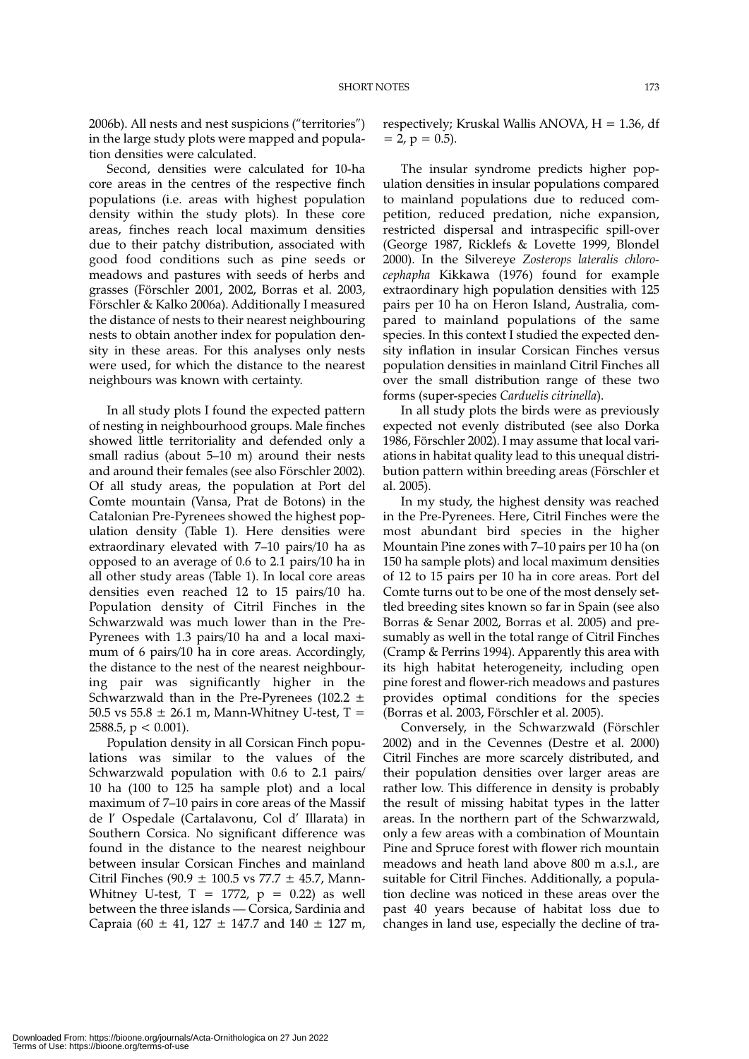2006b). All nests and nest suspicions ("territories") in the large study plots were mapped and population densities were calculated.

Second, densities were calculated for 10-ha core areas in the centres of the respective finch populations (i.e. areas with highest population density within the study plots). In these core areas, finches reach local maximum densities due to their patchy distribution, associated with good food conditions such as pine seeds or meadows and pastures with seeds of herbs and grasses (Förschler 2001, 2002, Borras et al. 2003, Förschler & Kalko 2006a). Additionally I measured the distance of nests to their nearest neighbouring nests to obtain another index for population density in these areas. For this analyses only nests were used, for which the distance to the nearest neighbours was known with certainty.

In all study plots I found the expected pattern of nesting in neighbourhood groups. Male finches showed little territoriality and defended only a small radius (about 5–10 m) around their nests and around their females (see also Förschler 2002). Of all study areas, the population at Port del Comte mountain (Vansa, Prat de Botons) in the Catalonian Pre-Pyrenees showed the highest population density (Table 1). Here densities were extraordinary elevated with 7–10 pairs/10 ha as opposed to an average of 0.6 to 2.1 pairs/10 ha in all other study areas (Table 1). In local core areas densities even reached 12 to 15 pairs/10 ha. Population density of Citril Finches in the Schwarzwald was much lower than in the Pre-Pyrenees with 1.3 pairs/10 ha and a local maximum of 6 pairs/10 ha in core areas. Accordingly, the distance to the nest of the nearest neighbouring pair was significantly higher in the Schwarzwald than in the Pre-Pyrenees (102.2 ± 50.5 vs 55.8 ± 26.1 m, Mann-Whitney U-test, $T = 2588.5$, $p < 0.001$).

Population density in all Corsican Finch populations was similar to the values of the Schwarzwald population with 0.6 to 2.1 pairs/10 ha (100 to 125 ha sample plot) and a local maximum of 7–10 pairs in core areas of the Massif de l' Ospedale (Cartalavonu, Col d' Illarata) in Southern Corsica. No significant difference was found in the distance to the nearest neighbour between insular Corsican Finches and mainland Citril Finches (90.9 ± 100.5 vs 77.7 ± 45.7, Mann-Whitney U-test, $T = 1772$, $p = 0.22$) as well between the three islands — Corsica, Sardinia and Capraia (60 ± 41, 127 ± 147.7 and 140 ± 127 m, respectively; Kruskal Wallis ANOVA, $H = 1.36$, $df = 2$, $p = 0.5$).

The insular syndrome predicts higher population densities in insular populations compared to mainland populations due to reduced competition, reduced predation, niche expansion, restricted dispersal and intraspecific spill-over (George 1987, Ricklefs & Lovette 1999, Blondel 2000). In the Silvereye *Zosterops lateralis chlorocephapha* Kikkawa (1976) found for example extraordinary high population densities with 125 pairs per 10 ha on Heron Island, Australia, compared to mainland populations of the same species. In this context I studied the expected density inflation in insular Corsican Finches versus population densities in mainland Citril Finches all over the small distribution range of these two forms (super-species *Carduelis citrinella*).

In all study plots the birds were as previously expected not evenly distributed (see also Dorka 1986, Förschler 2002). I may assume that local variations in habitat quality lead to this unequal distribution pattern within breeding areas (Förschler et al. 2005).

In my study, the highest density was reached in the Pre-Pyrenees. Here, Citril Finches were the most abundant bird species in the higher Mountain Pine zones with 7–10 pairs per 10 ha (on 150 ha sample plots) and local maximum densities of 12 to 15 pairs per 10 ha in core areas. Port del Comte turns out to be one of the most densely settled breeding sites known so far in Spain (see also Borras & Senar 2002, Borras et al. 2005) and presumably as well in the total range of Citril Finches (Cramp & Perrins 1994). Apparently this area with its high habitat heterogeneity, including open pine forest and flower-rich meadows and pastures provides optimal conditions for the species (Borras et al. 2003, Förschler et al. 2005).

Conversely, in the Schwarzwald (Förschler 2002) and in the Cevennes (Destre et al. 2000) Citril Finches are more scarcely distributed, and their population densities over larger areas are rather low. This difference in density is probably the result of missing habitat types in the latter areas. In the northern part of the Schwarzwald, only a few areas with a combination of Mountain Pine and Spruce forest with flower rich mountain meadows and heath land above 800 m a.s.l., are suitable for Citril Finches. Additionally, a population decline was noticed in these areas over the past 40 years because of habitat loss due to changes in land use, especially the decline of tra-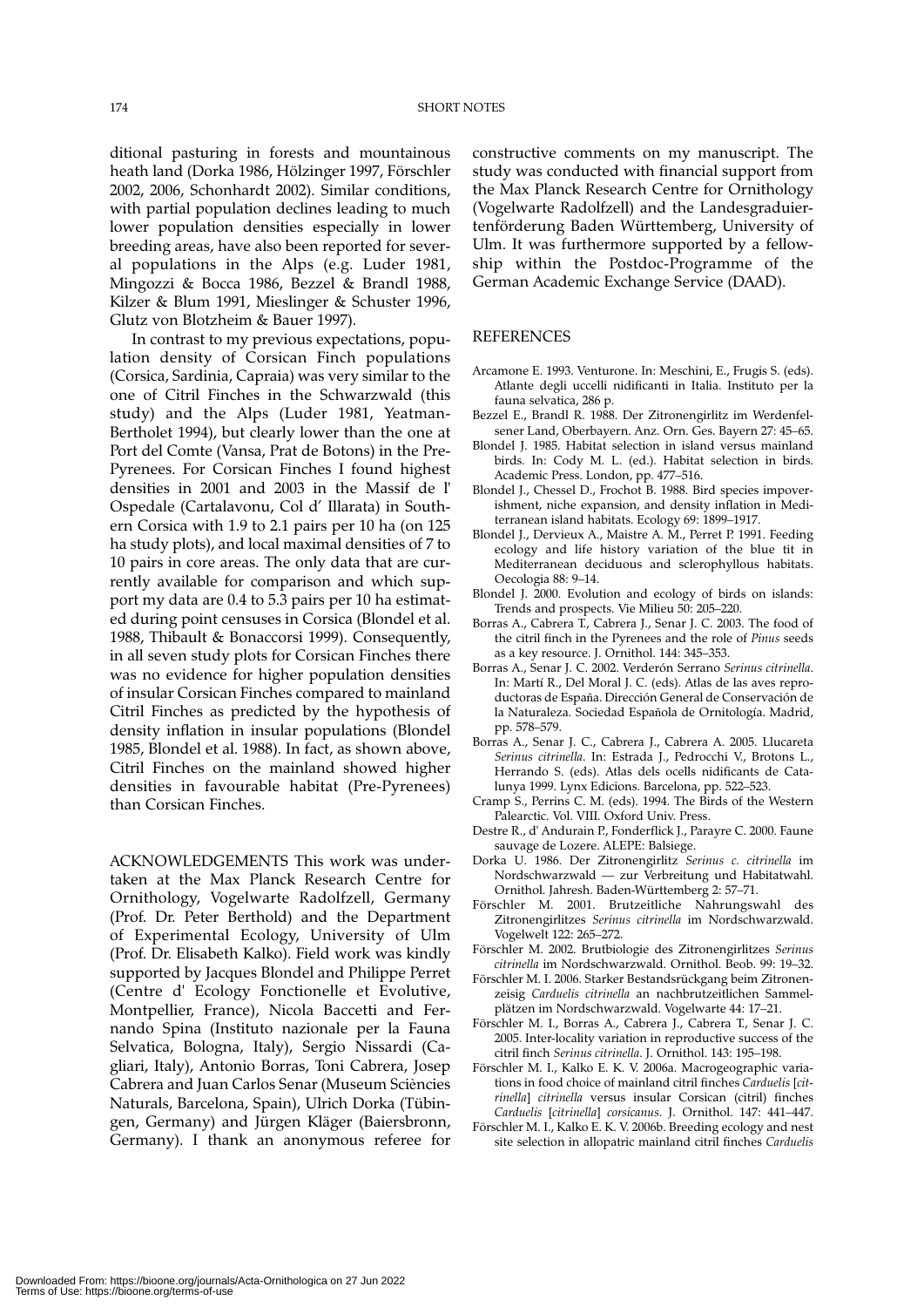ditional pasturing in forests and mountainous heath land (Dorka 1986, Hölzinger 1997, Förschler 2002, 2006, Schonhardt 2002). Similar conditions, with partial population declines leading to much lower population densities especially in lower breeding areas, have also been reported for several populations in the Alps (e.g. Luder 1981, Mingozzi & Bocca 1986, Bezzel & Brandl 1988, Kilzer & Blum 1991, Mieslinger & Schuster 1996, Glutz von Blotzheim & Bauer 1997).

In contrast to my previous expectations, population density of Corsican Finch populations (Corsica, Sardinia, Capraia) was very similar to the one of Citril Finches in the Schwarzwald (this study) and the Alps (Luder 1981, Yeatman-Bertholet 1994), but clearly lower than the one at Port del Comte (Vansa, Prat de Botons) in the Pre-Pyrenees. For Corsican Finches I found highest densities in 2001 and 2003 in the Massif de l' Ospedale (Cartalavonu, Col d' Illarata) in Southern Corsica with 1.9 to 2.1 pairs per 10 ha (on 125 ha study plots), and local maximal densities of 7 to 10 pairs in core areas. The only data that are currently available for comparison and which support my data are 0.4 to 5.3 pairs per 10 ha estimated during point censuses in Corsica (Blondel et al. 1988, Thibault & Bonaccorsi 1999). Consequently, in all seven study plots for Corsican Finches there was no evidence for higher population densities of insular Corsican Finches compared to mainland Citril Finches as predicted by the hypothesis of density inflation in insular populations (Blondel 1985, Blondel et al. 1988). In fact, as shown above, Citril Finches on the mainland showed higher densities in favourable habitat (Pre-Pyrenees) than Corsican Finches.

ACKNOWLEDGEMENTS This work was undertaken at the Max Planck Research Centre for Ornithology, Vogelwarte Radolfzell, Germany (Prof. Dr. Peter Berthold) and the Department of Experimental Ecology, University of Ulm (Prof. Dr. Elisabeth Kalko). Field work was kindly supported by Jacques Blondel and Philippe Perret (Centre d' Ecology Fonctionelle et Evolutive, Montpellier, France), Nicola Baccetti and Fernando Spina (Instituto nazionale per la Fauna Selvatica, Bologna, Italy), Sergio Nissardi (Cagliari, Italy), Antonio Borras, Toni Cabrera, Josep Cabrera and Juan Carlos Senar (Museum Ciències Naturals, Barcelona, Spain), Ulrich Dorka (Tübingen, Germany) and Jürgen Kläger (Baiersbronn, Germany). I thank an anonymous referee for constructive comments on my manuscript. The study was conducted with financial support from the Max Planck Research Centre for Ornithology (Vogelwarte Radolfzell) and the Landesgraduiertenförderung Baden Württemberg, University of Ulm. It was furthermore supported by a fellowship within the Postdoc-Programme of the German Academic Exchange Service (DAAD).

## REFERENCES

Arcamone E. 1993. Venturone. In: Meschini, E., Frugis S. (eds). Atlante degli uccelli nidificanti in Italia. Instituto per la fauna selvatica, 286 p.

Bezzel E., Brandl R. 1988. Der Zitronengirlitz im Werdenfelsener Land, Oberbayern. Anz. Orn. Ges. Bayern 27: 45–65.

Blondel J. 1985. Habitat selection in island versus mainland birds. In: Cody M. L. (ed.). Habitat selection in birds. Academic Press. London, pp. 477–516.

Blondel J., Chessel D., Frochot B. 1988. Bird species impoverishment, niche expansion, and density inflation in Mediterranean island habitats. Ecology 69: 1899–1917.

Blondel J., Dervieux A., Maistre A. M., Perret P. 1991. Feeding ecology and life history variation of the blue tit in Mediterranean deciduous and sclerophyllous habitats. Oecologia 88: 9–14.

Blondel J. 2000. Evolution and ecology of birds on islands: Trends and prospects. Vie Milieu 50: 205–220.

Borras A., Cabrera T., Cabrera J., Senar J. C. 2003. The food of the citril finch in the Pyrenees and the role of *Pinus* seeds as a key resource. J. Ornithol. 144: 345–353.

Borras A., Senar J. C. 2002. Verderón Serrano *Serinus citrinella*. In: Martí R., Del Moral J. C. (eds). Atlas de las aves reproductoras de España. Dirección General de Conservación de la Naturaleza. Sociedad Española de Ornitología. Madrid, pp. 578–579.

Borras A., Senar J. C., Cabrera J., Cabrera A. 2005. Llucareta *Serinus citrinella*. In: Estrada J., Pedrocchi V., Brotons L., Herrando S. (eds). Atlas dels ocells nidificants de Catalunya 1999. Lynx Edicions. Barcelona, pp. 522–523.

Cramp S., Perrins C. M. (eds). 1994. The Birds of the Western Palearctic. Vol. VIII. Oxford Univ. Press.

Destre R., d' Andurain P., Fonderflick J., Parayre C. 2000. Faune sauvage de Lozere. ALEPE: Balsiege.

Dorka U. 1986. Der Zitronengirlitz *Serinus c. citrinella* im Nordschwarzwald — zur Verbreitung und Habitatwahl. Ornithol. Jahresh. Baden-Württemberg 2: 57–71.

Förschler M. 2001. Brutzeitliche Nahrungswahl des Zitronengirlitzes *Serinus citrinella* im Nordschwarzwald. Vogelwelt 122: 265–272.

Förschler M. 2002. Brutbiologie des Zitronengirlitzes *Serinus citrinella* im Nordschwarzwald. Ornithol. Beob. 99: 19–32.

Förschler M. I. 2006. Starker Bestandsrückgang beim Zitronenzeisig *Carduelis citrinella* an nachbrutzeitlichen Sammelplätzen im Nordschwarzwald. Vogelwarte 44: 17–21.

Förschler M. I., Borras A., Cabrera J., Cabrera T., Senar J. C. 2005. Inter-locality variation in reproductive success of the citril finch *Serinus citrinella*. J. Ornithol. 143: 195–198.

Förschler M. I., Kalko E. K. V. 2006a. Macrogeographic variations in food choice of mainland citril finches *Carduelis* [*citrinella*] *citrinella* versus insular Corsican (citril) finches *Carduelis* [*citrinella*] *corsicanus*. J. Ornithol. 147: 441–447.

Förschler M. I., Kalko E. K. V. 2006b. Breeding ecology and nest site selection in allopatric mainland citril finches *Carduelis*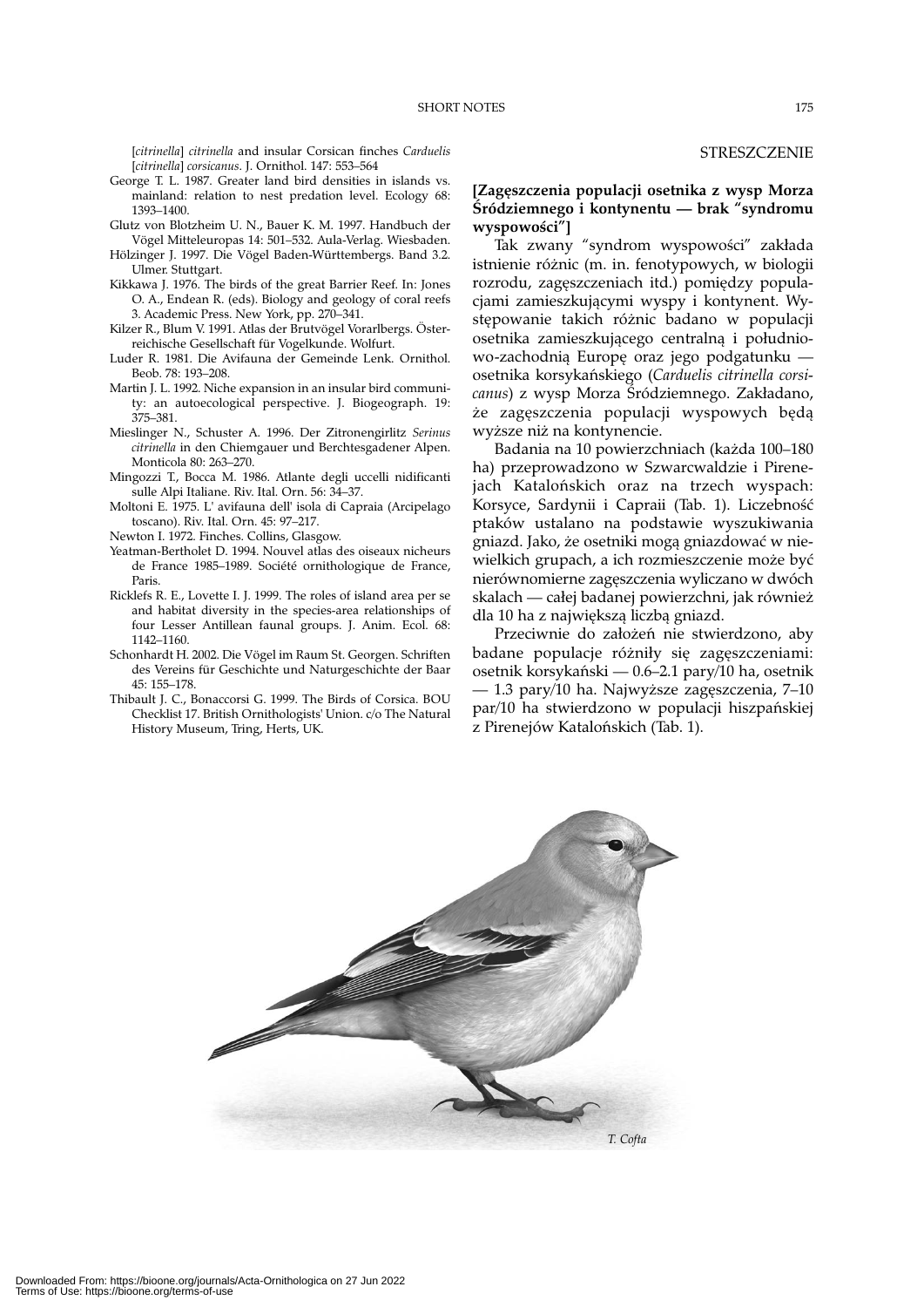[*citrinella*] *citrinella* and insular Corsican finches *Carduelis* [*citrinella*] *corsicanus*. J. Ornithol. 147: 553–564

George T. L. 1987. Greater land bird densities in islands vs. mainland: relation to nest predation level. Ecology 68: 1393–1400.

Glutz von Blotzheim U. N., Bauer K. M. 1997. Handbuch der Vögel Mitteleuropas 14: 501–532. Aula-Verlag. Wiesbaden.

Hölzinger J. 1997. Die Vögel Baden-Württembergs. Band 3.2. Ulmer. Stuttgart.

Kikkawa J. 1976. The birds of the great Barrier Reef. In: Jones O. A., Endean R. (eds). Biology and geology of coral reefs 3. Academic Press. New York, pp. 270–341.

Kilzer R., Blum V. 1991. Atlas der Brutvögel Vorarlbergs. Österreichische Gesellschaft für Vogelkunde. Wolfurt.

Luder R. 1981. Die Avifauna der Gemeinde Lenk. Ornithol. Beob. 78: 193–208.

Martin J. L. 1992. Niche expansion in an insular bird community: an autoecological perspective. J. Biogeograph. 19: 375–381.

Mieslinger N., Schuster A. 1996. Der Zitronengirlitz *Serinus citrinella* in den Chiemgauer und Berchtesgadener Alpen. Monticola 80: 263–270.

Mingozzi T., Bocca M. 1986. Atlante degli uccelli nidificanti sulle Alpi Italiane. Riv. Ital. Orn. 56: 34–37.

Moltoni E. 1975. L' avifauna dell' isola di Capraia (Arcipelago toscano). Riv. Ital. Orn. 45: 97–217.

Newton I. 1972. Finches. Collins, Glasgow.

Yeatman-Bertholet D. 1994. Nouvel atlas des oiseaux nicheurs de France 1985–1989. Société ornithologique de France, Paris.

Ricklefs R. E., Lovette I. J. 1999. The roles of island area per se and habitat diversity in the species-area relationships of four Lesser Antillean faunal groups. J. Anim. Ecol. 68: 1142–1160.

Schonhardt H. 2002. Die Vögel im Raum St. Georgen. Schriften des Vereins für Geschichte und Naturgeschichte der Baar 45: 155–178.

Thibault J. C., Bonaccorsi G. 1999. The Birds of Corsica. BOU Checklist 17. British Ornithologists' Union. c/o The Natural History Museum, Tring, Herts, UK.

## STRESZCZENIE

**[Zagęszczenia populacji osetnika z wysp Morza Śródziemnego i kontynentu — brak "syndromu wyspowości"]**

Tak zwany "syndrom wyspowości" zakłada istnienie różnic (m. in. fenotypowych, w biologii rozrodu, zagęszczeniach itd.) pomiędzy populacjami zamieszkującymi wyspy i kontynent. Występowanie takich różnic badano w populacji osetnika zamieszkującego centralną i południowo-zachodnią Europę oraz jego podgatunku — osetnika korsykańskiego (*Carduelis citrinella corsicanus*) z wysp Morza Śródziemnego. Zakładano, że zagęszczenia populacji wyspowych będą wyższe niż na kontynencie.

Badania na 10 powierzchniach (każda 100–180 ha) przeprowadzono w Szwarcwaldzie i Pirenejach Katalońskich oraz na trzech wyspach: Korsyce, Sardynii i Capraii (Tab. 1). Liczebność ptaków ustalano na podstawie wyszukiwania gniazd. Jako, że osetniki mogą gniazdować w niewielkich grupach, a ich rozmieszczenie może być nierównomierne zagęszczenia wyliczano w dwóch skalach — całej badanej powierzchni, jak również dla 10 ha z największą liczbą gniazd.

Przeciwnie do założeń nie stwierdzono, aby badane populacje różniły się zagęszczeniami: osetnik korsykański — 0.6–2.1 pary/10 ha, osetnik — 1.3 pary/10 ha. Najwyższe zagęszczenia, 7–10 par/10 ha stwierdzono w populacji hiszpańskiej z Pirenejów Katalońskich (Tab. 1).

T. Cofta